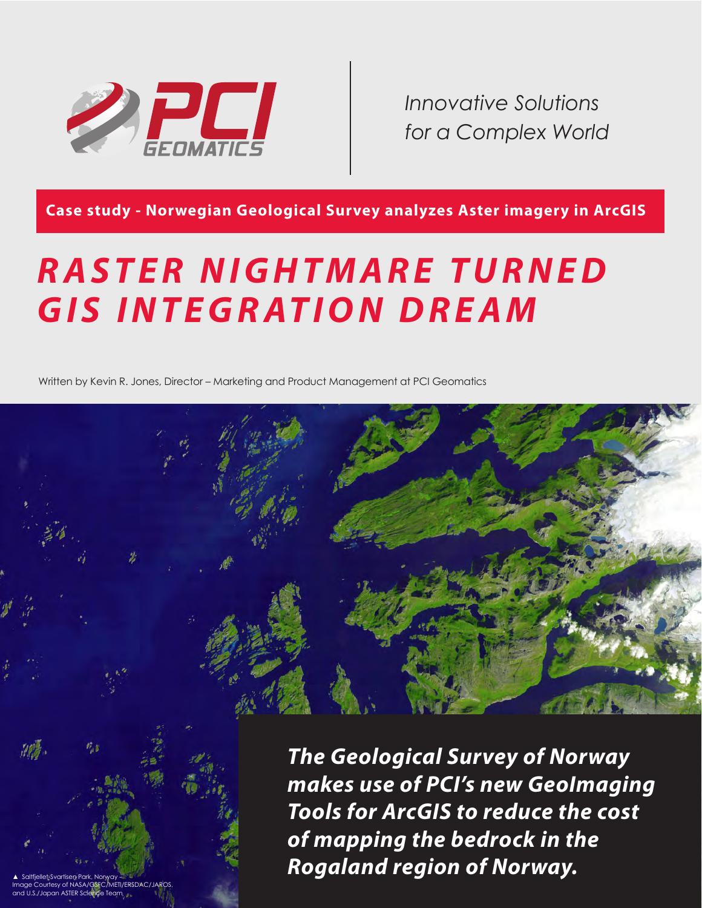PCI GEOMATICS

*Innovative Solutions for a Complex World*

**Case study - Norwegian Geological Survey analyzes Aster imagery in ArcGIS**

# *RASTER NIGHTMARE TURNED GIS INTEGRATION DREAM*

Written by Kevin R. Jones, Director – Marketing and Product Management at PCI Geomatics

▲ Saltfjellet-Svartisen Park, Norway – Image Courtesy of NASA/GSFC/METI/ERSDAC/JAROS, and U.S./Japan ASTER Science Team

***The Geological Survey of Norway makes use of PCI's new GeoImaging Tools for ArcGIS to reduce the cost of mapping the bedrock in the Rogaland region of Norway.***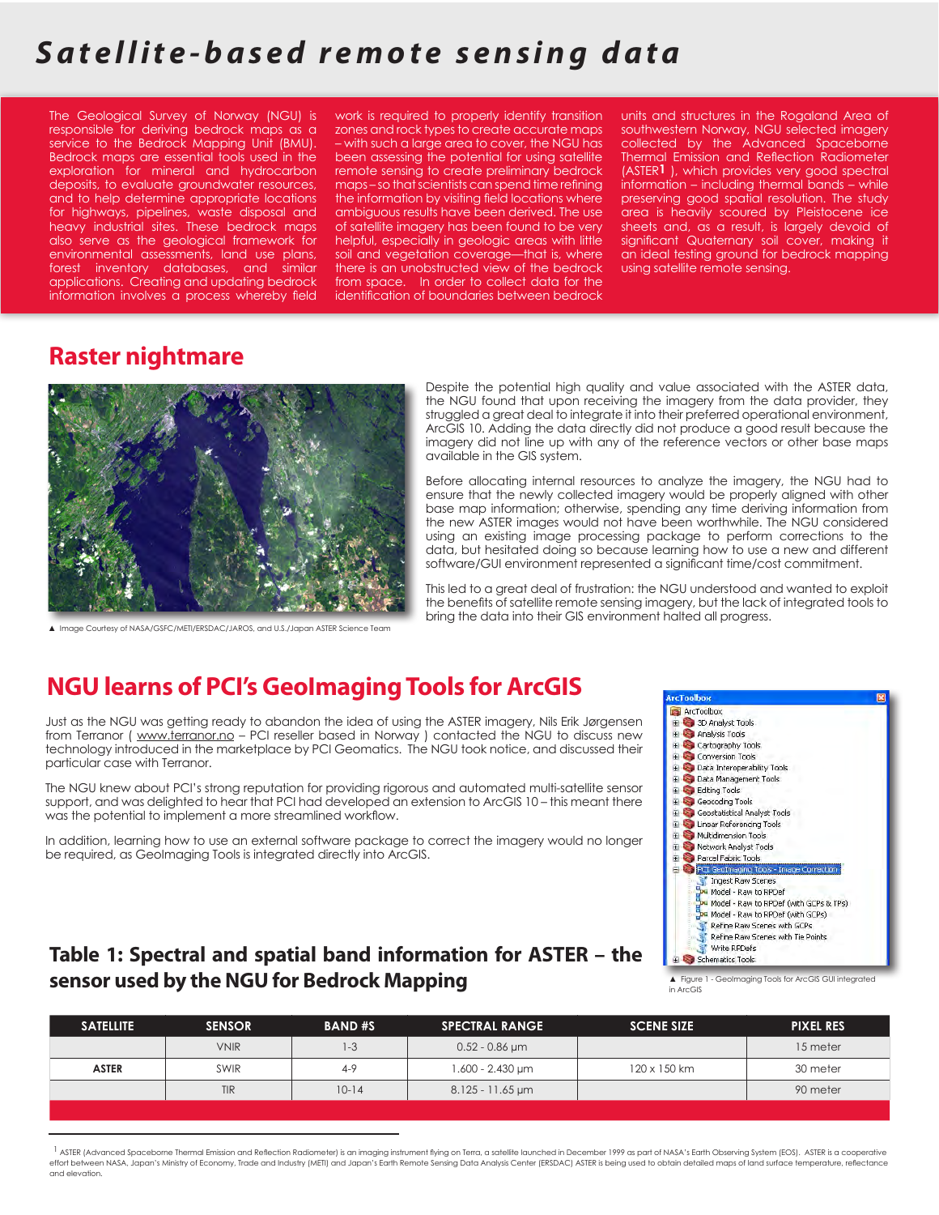# Satellite-based remote sensing data

The Geological Survey of Norway (NGU) is responsible for deriving bedrock maps as a service to the Bedrock Mapping Unit (BMU). Bedrock maps are essential tools used in the exploration for mineral and hydrocarbon deposits, to evaluate groundwater resources, and to help determine appropriate locations for highways, pipelines, waste disposal and heavy industrial sites. These bedrock maps also serve as the geological framework for environmental assessments, land use plans, forest inventory databases, and similar applications. Creating and updating bedrock information involves a process whereby field work is required to properly identify transition zones and rock types to create accurate maps – with such a large area to cover, the NGU has been assessing the potential for using satellite remote sensing to create preliminary bedrock maps – so that scientists can spend time refining the information by visiting field locations where ambiguous results have been derived. The use of satellite imagery has been found to be very helpful, especially in geologic areas with little soil and vegetation coverage—that is, where there is an unobstructed view of the bedrock from space. In order to collect data for the identification of boundaries between bedrock units and structures in the Rogaland Area of southwestern Norway, NGU selected imagery collected by the Advanced Spaceborne Thermal Emission and Reflection Radiometer (ASTER[1] ), which provides very good spectral information – including thermal bands – while preserving good spatial resolution. The study area is heavily scoured by Pleistocene ice sheets and, as a result, is largely devoid of significant Quaternary soil cover, making it an ideal testing ground for bedrock mapping using satellite remote sensing.

## Raster nightmare

▲ Image Courtesy of NASA/GSFC/METI/ERSDAC/JAROS, and U.S./Japan ASTER Science Team

Despite the potential high quality and value associated with the ASTER data, the NGU found that upon receiving the imagery from the data provider, they struggled a great deal to integrate it into their preferred operational environment, ArcGIS 10. Adding the data directly did not produce a good result because the imagery did not line up with any of the reference vectors or other base maps available in the GIS system.

Before allocating internal resources to analyze the imagery, the NGU had to ensure that the newly collected imagery would be properly aligned with other base map information; otherwise, spending any time deriving information from the new ASTER images would not have been worthwhile. The NGU considered using an existing image processing package to perform corrections to the data, but hesitated doing so because learning how to use a new and different software/GUI environment represented a significant time/cost commitment.

This led to a great deal of frustration: the NGU understood and wanted to exploit the benefits of satellite remote sensing imagery, but the lack of integrated tools to bring the data into their GIS environment halted all progress.

## NGU learns of PCI's GeoImaging Tools for ArcGIS

Just as the NGU was getting ready to abandon the idea of using the ASTER imagery, Nils Erik Jørgensen from Terranor ( www.terranor.no – PCI reseller based in Norway ) contacted the NGU to discuss new technology introduced in the marketplace by PCI Geomatics. The NGU took notice, and discussed their particular case with Terranor.

The NGU knew about PCI's strong reputation for providing rigorous and automated multi-satellite sensor support, and was delighted to hear that PCI had developed an extension to ArcGIS 10 – this meant there was the potential to implement a more streamlined workflow.

In addition, learning how to use an external software package to correct the imagery would no longer be required, as GeoImaging Tools is integrated directly into ArcGIS.

▲ Figure 1 - GeoImaging Tools for ArcGIS GUI integrated in ArcGIS

### Table 1: Spectral and spatial band information for ASTER – the sensor used by the NGU for Bedrock Mapping

| SATELLITE | SENSOR | BAND #S | SPECTRAL RANGE | SCENE SIZE | PIXEL RES |
|---|---|---|---|---|---|
| | VNIR | 1-3 | 0.52 - 0.86 μm | | 15 meter |
| **ASTER** | SWIR | 4-9 | 1.600 - 2.430 μm | 120 x 150 km | 30 meter |
| | TIR | 10-14 | 8.125 - 11.65 μm | | 90 meter |

[1] ASTER (Advanced Spaceborne Thermal Emission and Reflection Radiometer) is an imaging instrument flying on Terra, a satellite launched in December 1999 as part of NASA's Earth Observing System (EOS). ASTER is a cooperative effort between NASA, Japan's Ministry of Economy, Trade and Industry (METI) and Japan's Earth Remote Sensing Data Analysis Center (ERSDAC) ASTER is being used to obtain detailed maps of land surface temperature, reflectance and elevation.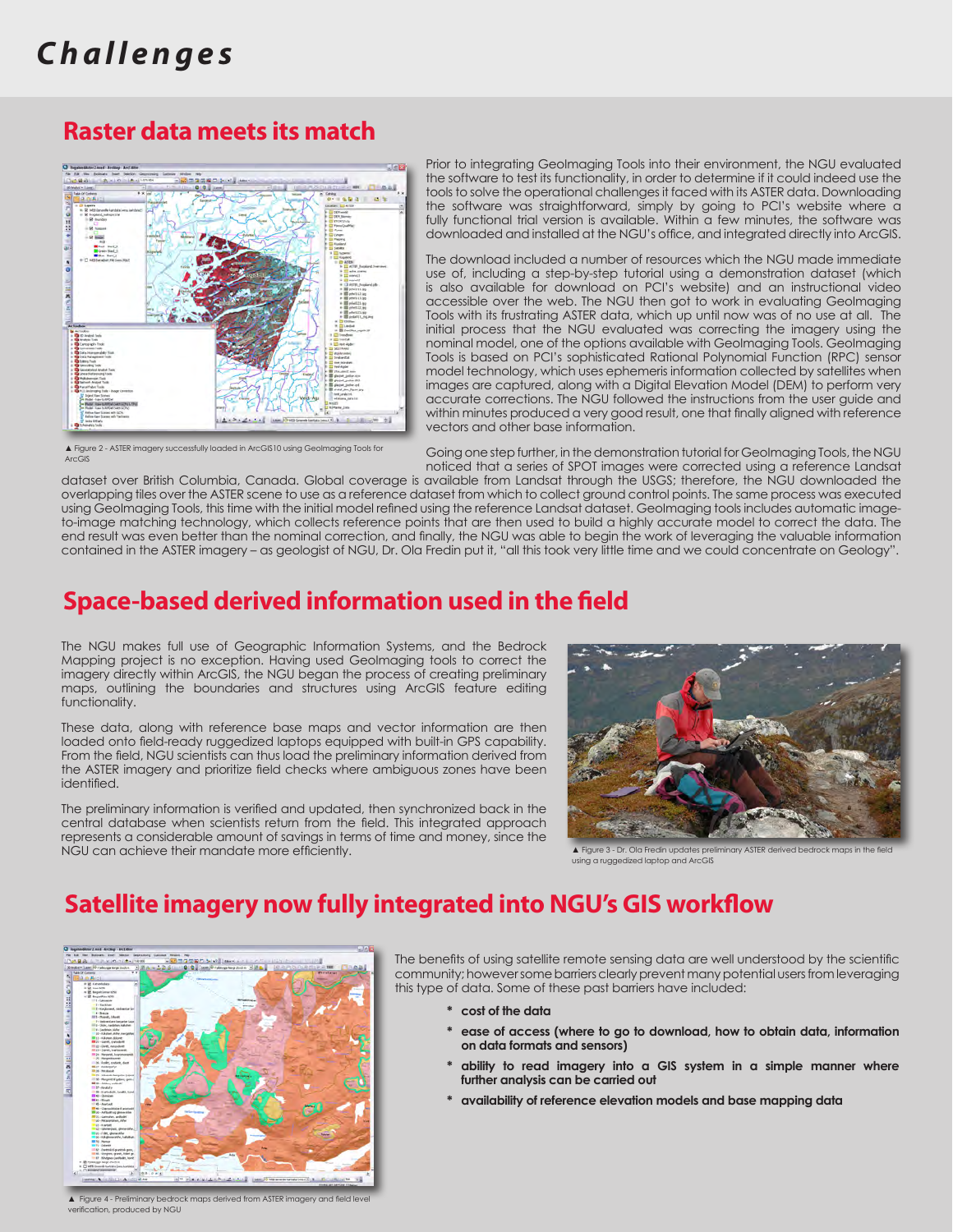# Challenges

## Raster data meets its match

▲ Figure 2 - ASTER imagery successfully loaded in ArcGIS10 using GeoImaging Tools for ArcGIS

Prior to integrating GeoImaging Tools into their environment, the NGU evaluated the software to test its functionality, in order to determine if it could indeed use the tools to solve the operational challenges it faced with its ASTER data. Downloading the software was straightforward, simply by going to PCI's website where a fully functional trial version is available. Within a few minutes, the software was downloaded and installed at the NGU's office, and integrated directly into ArcGIS.

The download included a number of resources which the NGU made immediate use of, including a step-by-step tutorial using a demonstration dataset (which is also available for download on PCI's website) and an instructional video accessible over the web. The NGU then got to work in evaluating GeoImaging Tools with its frustrating ASTER data, which up until now was of no use at all. The initial process that the NGU evaluated was correcting the imagery using the nominal model, one of the options available with GeoImaging Tools. GeoImaging Tools is based on PCI's sophisticated Rational Polynomial Function (RPC) sensor model technology, which uses ephemeris information collected by satellites when images are captured, along with a Digital Elevation Model (DEM) to perform very accurate corrections. The NGU followed the instructions from the user guide and within minutes produced a very good result, one that finally aligned with reference vectors and other base information.

Going one step further, in the demonstration tutorial for GeoImaging Tools, the NGU noticed that a series of SPOT images were corrected using a reference Landsat dataset over British Columbia, Canada. Global coverage is available from Landsat through the USGS; therefore, the NGU downloaded the overlapping tiles over the ASTER scene to use as a reference dataset from which to collect ground control points. The same process was executed using GeoImaging Tools, this time with the initial model refined using the reference Landsat dataset. GeoImaging tools includes automatic image-to-image matching technology, which collects reference points that are then used to build a highly accurate model to correct the data. The end result was even better than the nominal correction, and finally, the NGU was able to begin the work of leveraging the valuable information contained in the ASTER imagery – as geologist of NGU, Dr. Ola Fredin put it, "all this took very little time and we could concentrate on Geology".

## Space-based derived information used in the field

The NGU makes full use of Geographic Information Systems, and the Bedrock Mapping project is no exception. Having used GeoImaging tools to correct the imagery directly within ArcGIS, the NGU began the process of creating preliminary maps, outlining the boundaries and structures using ArcGIS feature editing functionality.

These data, along with reference base maps and vector information are then loaded onto field-ready ruggedized laptops equipped with built-in GPS capability. From the field, NGU scientists can thus load the preliminary information derived from the ASTER imagery and prioritize field checks where ambiguous zones have been identified.

The preliminary information is verified and updated, then synchronized back in the central database when scientists return from the field. This integrated approach represents a considerable amount of savings in terms of time and money, since the NGU can achieve their mandate more efficiently.

▲ Figure 3 - Dr. Ola Fredin updates preliminary ASTER derived bedrock maps in the field using a ruggedized laptop and ArcGIS

## Satellite imagery now fully integrated into NGU's GIS workflow

▲ Figure 4 - Preliminary bedrock maps derived from ASTER imagery and field level verification, produced by NGU

The benefits of using satellite remote sensing data are well understood by the scientific community; however some barriers clearly prevent many potential users from leveraging this type of data. Some of these past barriers have included:

* **cost of the data**
* **ease of access (where to go to download, how to obtain data, information on data formats and sensors)**
* **ability to read imagery into a GIS system in a simple manner where further analysis can be carried out**
* **availability of reference elevation models and base mapping data**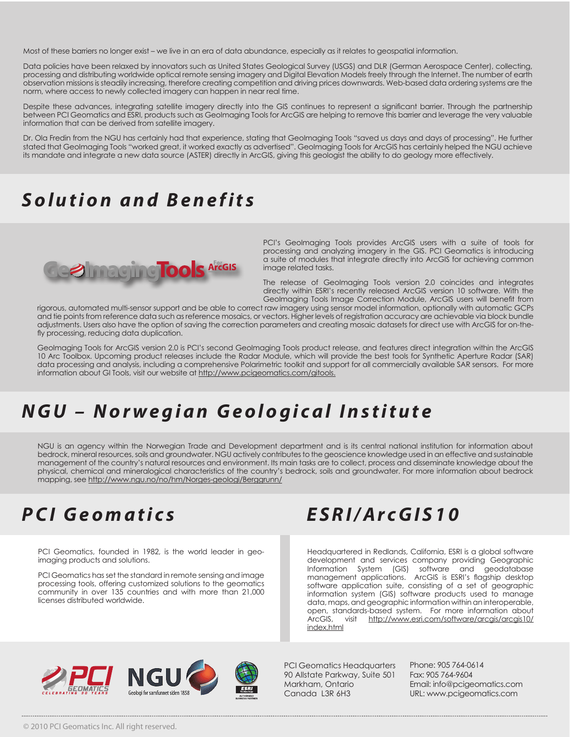Most of these barriers no longer exist – we live in an era of data abundance, especially as it relates to geospatial information.

Data policies have been relaxed by innovators such as United States Geological Survey (USGS) and DLR (German Aerospace Center), collecting, processing and distributing worldwide optical remote sensing imagery and Digital Elevation Models freely through the Internet. The number of earth observation missions is steadily increasing, therefore creating competition and driving prices downwards. Web-based data ordering systems are the norm, where access to newly collected imagery can happen in near real time.

Despite these advances, integrating satellite imagery directly into the GIS continues to represent a significant barrier. Through the partnership between PCI Geomatics and ESRI, products such as GeoImaging Tools for ArcGIS are helping to remove this barrier and leverage the very valuable information that can be derived from satellite imagery.

Dr. Ola Fredin from the NGU has certainly had that experience, stating that GeoImaging Tools "saved us days and days of processing". He further stated that GeoImaging Tools "worked great, it worked exactly as advertised". GeoImaging Tools for ArcGIS has certainly helped the NGU achieve its mandate and integrate a new data source (ASTER) directly in ArcGIS, giving this geologist the ability to do geology more effectively.

## Solution and Benefits

GeoImagingTools For ArcGIS

PCI's GeoImaging Tools provides ArcGIS users with a suite of tools for processing and analyzing imagery in the GIS. PCI Geomatics is introducing a suite of modules that integrate directly into ArcGIS for achieving common image related tasks.

The release of GeoImaging Tools version 2.0 coincides and integrates directly within ESRI's recently released ArcGIS version 10 software. With the GeoImaging Tools Image Correction Module, ArcGIS users will benefit from rigorous, automated multi-sensor support and be able to correct raw imagery using sensor model information, optionally with automatic GCPs and tie points from reference data such as reference mosaics, or vectors. Higher levels of registration accuracy are achievable via block bundle adjustments. Users also have the option of saving the correction parameters and creating mosaic datasets for direct use with ArcGIS for on-the-fly processing, reducing data duplication.

GeoImaging Tools for ArcGIS version 2.0 is PCI's second GeoImaging Tools product release, and features direct integration within the ArcGIS 10 Arc Toolbox. Upcoming product releases include the Radar Module, which will provide the best tools for Synthetic Aperture Radar (SAR) data processing and analysis, including a comprehensive Polarimetric toolkit and support for all commercially available SAR sensors. For more information about GI Tools, visit our website at http://www.pcigeomatics.com/gitools.

## NGU – Norwegian Geological Institute

NGU is an agency within the Norwegian Trade and Development department and is its central national institution for information about bedrock, mineral resources, soils and groundwater. NGU actively contributes to the geoscience knowledge used in an effective and sustainable management of the country's natural resources and environment. Its main tasks are to collect, process and disseminate knowledge about the physical, chemical and mineralogical characteristics of the country's bedrock, soils and groundwater. For more information about bedrock mapping, see http://www.ngu.no/no/hm/Norges-geologi/Berggrunn/

## PCI Geomatics

PCI Geomatics, founded in 1982, is the world leader in geo-imaging products and solutions.

PCI Geomatics has set the standard in remote sensing and image processing tools, offering customized solutions to the geomatics community in over 135 countries and with more than 21,000 licenses distributed worldwide.

## ESRI/ArcGIS10

Headquartered in Redlands, California, ESRI is a global software development and services company providing Geographic Information System (GIS) software and geodatabase management applications. ArcGIS is ESRI's flagship desktop software application suite, consisting of a set of geographic information system (GIS) software products used to manage data, maps, and geographic information within an interoperable, open, standards-based system. For more information about ArcGIS, visit http://www.esri.com/software/arcgis/arcgis10/index.html

PCI Geomatics Headquarters
90 Allstate Parkway, Suite 501
Markham, Ontario
Canada L3R 6H3

Phone: 905 764-0614
Fax: 905 764-9604
Email: info@pcigeomatics.com
URL: www.pcigeomatics.com

© 2010 PCI Geomatics Inc. All right reserved.